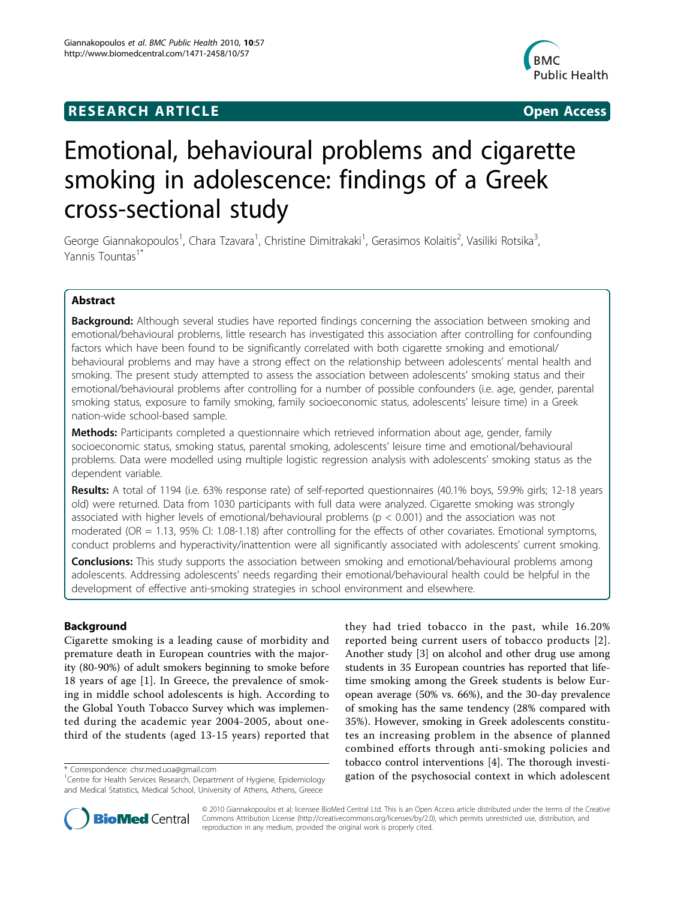**RESEARCH ARTICLE** **Open Access**

# Emotional, behavioural problems and cigarette smoking in adolescence: findings of a Greek cross-sectional study

George Giannakopoulos[1], Chara Tzavara[1], Christine Dimitrakaki[1], Gerasimos Kolaitis[2], Vasiliki Rotsika[3], Yannis Tountas[1*]

## Abstract

**Background:** Although several studies have reported findings concerning the association between smoking and emotional/behavioural problems, little research has investigated this association after controlling for confounding factors which have been found to be significantly correlated with both cigarette smoking and emotional/behavioural problems and may have a strong effect on the relationship between adolescents' mental health and smoking. The present study attempted to assess the association between adolescents' smoking status and their emotional/behavioural problems after controlling for a number of possible confounders (i.e. age, gender, parental smoking status, exposure to family smoking, family socioeconomic status, adolescents' leisure time) in a Greek nation-wide school-based sample.

**Methods:** Participants completed a questionnaire which retrieved information about age, gender, family socioeconomic status, smoking status, parental smoking, adolescents' leisure time and emotional/behavioural problems. Data were modelled using multiple logistic regression analysis with adolescents' smoking status as the dependent variable.

**Results:** A total of 1194 (i.e. 63% response rate) of self-reported questionnaires (40.1% boys, 59.9% girls; 12-18 years old) were returned. Data from 1030 participants with full data were analyzed. Cigarette smoking was strongly associated with higher levels of emotional/behavioural problems ($p < 0.001$) and the association was not moderated (OR = 1.13, 95% CI: 1.08-1.18) after controlling for the effects of other covariates. Emotional symptoms, conduct problems and hyperactivity/inattention were all significantly associated with adolescents' current smoking.

**Conclusions:** This study supports the association between smoking and emotional/behavioural problems among adolescents. Addressing adolescents' needs regarding their emotional/behavioural health could be helpful in the development of effective anti-smoking strategies in school environment and elsewhere.

## Background

Cigarette smoking is a leading cause of morbidity and premature death in European countries with the majority (80-90%) of adult smokers beginning to smoke before 18 years of age [1]. In Greece, the prevalence of smoking in middle school adolescents is high. According to the Global Youth Tobacco Survey which was implemented during the academic year 2004-2005, about one-third of the students (aged 13-15 years) reported that they had tried tobacco in the past, while 16.20% reported being current users of tobacco products [2]. Another study [3] on alcohol and other drug use among students in 35 European countries has reported that lifetime smoking among the Greek students is below European average (50% vs. 66%), and the 30-day prevalence of smoking has the same tendency (28% compared with 35%). However, smoking in Greek adolescents constitutes an increasing problem in the absence of planned combined efforts through anti-smoking policies and tobacco control interventions [4]. The thorough investigation of the psychosocial context in which adolescent

\* Correspondence: chsr.med.uoa@gmail.com
[1]Centre for Health Services Research, Department of Hygiene, Epidemiology and Medical Statistics, Medical School, University of Athens, Athens, Greece

© 2010 Giannakopoulos et al; licensee BioMed Central Ltd. This is an Open Access article distributed under the terms of the Creative Commons Attribution License (http://creativecommons.org/licenses/by/2.0), which permits unrestricted use, distribution, and reproduction in any medium, provided the original work is properly cited.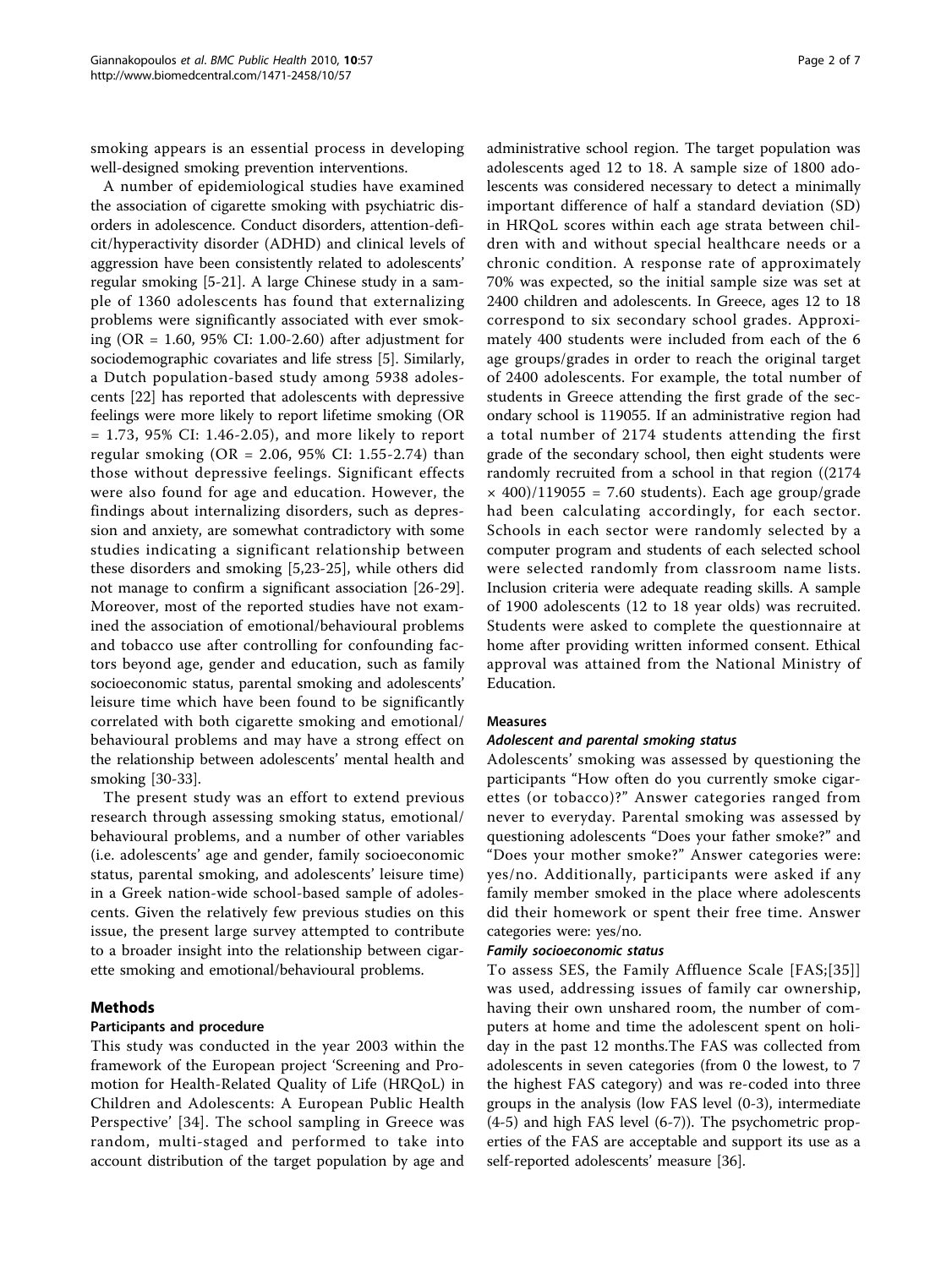smoking appears is an essential process in developing well-designed smoking prevention interventions.

A number of epidemiological studies have examined the association of cigarette smoking with psychiatric disorders in adolescence. Conduct disorders, attention-deficit/hyperactivity disorder (ADHD) and clinical levels of aggression have been consistently related to adolescents' regular smoking [5-21]. A large Chinese study in a sample of 1360 adolescents has found that externalizing problems were significantly associated with ever smoking (OR = 1.60, 95% CI: 1.00-2.60) after adjustment for sociodemographic covariates and life stress [5]. Similarly, a Dutch population-based study among 5938 adolescents [22] has reported that adolescents with depressive feelings were more likely to report lifetime smoking (OR = 1.73, 95% CI: 1.46-2.05), and more likely to report regular smoking (OR = 2.06, 95% CI: 1.55-2.74) than those without depressive feelings. Significant effects were also found for age and education. However, the findings about internalizing disorders, such as depression and anxiety, are somewhat contradictory with some studies indicating a significant relationship between these disorders and smoking [5,23-25], while others did not manage to confirm a significant association [26-29]. Moreover, most of the reported studies have not examined the association of emotional/behavioural problems and tobacco use after controlling for confounding factors beyond age, gender and education, such as family socioeconomic status, parental smoking and adolescents' leisure time which have been found to be significantly correlated with both cigarette smoking and emotional/behavioural problems and may have a strong effect on the relationship between adolescents' mental health and smoking [30-33].

The present study was an effort to extend previous research through assessing smoking status, emotional/behavioural problems, and a number of other variables (i.e. adolescents' age and gender, family socioeconomic status, parental smoking, and adolescents' leisure time) in a Greek nation-wide school-based sample of adolescents. Given the relatively few previous studies on this issue, the present large survey attempted to contribute to a broader insight into the relationship between cigarette smoking and emotional/behavioural problems.

## Methods

### Participants and procedure

This study was conducted in the year 2003 within the framework of the European project 'Screening and Promotion for Health-Related Quality of Life (HRQoL) in Children and Adolescents: A European Public Health Perspective' [34]. The school sampling in Greece was random, multi-staged and performed to take into account distribution of the target population by age and administrative school region. The target population was adolescents aged 12 to 18. A sample size of 1800 adolescents was considered necessary to detect a minimally important difference of half a standard deviation (SD) in HRQoL scores within each age strata between children with and without special healthcare needs or a chronic condition. A response rate of approximately 70% was expected, so the initial sample size was set at 2400 children and adolescents. In Greece, ages 12 to 18 correspond to six secondary school grades. Approximately 400 students were included from each of the 6 age groups/grades in order to reach the original target of 2400 adolescents. For example, the total number of students in Greece attending the first grade of the secondary school is 119055. If an administrative region had a total number of 2174 students attending the first grade of the secondary school, then eight students were randomly recruited from a school in that region (($2174 \times 400)/119055 = 7.60$ students). Each age group/grade had been calculating accordingly, for each sector. Schools in each sector were randomly selected by a computer program and students of each selected school were selected randomly from classroom name lists. Inclusion criteria were adequate reading skills. A sample of 1900 adolescents (12 to 18 year olds) was recruited. Students were asked to complete the questionnaire at home after providing written informed consent. Ethical approval was attained from the National Ministry of Education.

### Measures

#### *Adolescent and parental smoking status*

Adolescents' smoking was assessed by questioning the participants "How often do you currently smoke cigarettes (or tobacco)?" Answer categories ranged from never to everyday. Parental smoking was assessed by questioning adolescents "Does your father smoke?" and "Does your mother smoke?" Answer categories were: yes/no. Additionally, participants were asked if any family member smoked in the place where adolescents did their homework or spent their free time. Answer categories were: yes/no.

#### *Family socioeconomic status*

To assess SES, the Family Affluence Scale [FAS;[35]] was used, addressing issues of family car ownership, having their own unshared room, the number of computers at home and time the adolescent spent on holiday in the past 12 months.The FAS was collected from adolescents in seven categories (from 0 the lowest, to 7 the highest FAS category) and was re-coded into three groups in the analysis (low FAS level (0-3), intermediate (4-5) and high FAS level (6-7)). The psychometric properties of the FAS are acceptable and support its use as a self-reported adolescents' measure [36].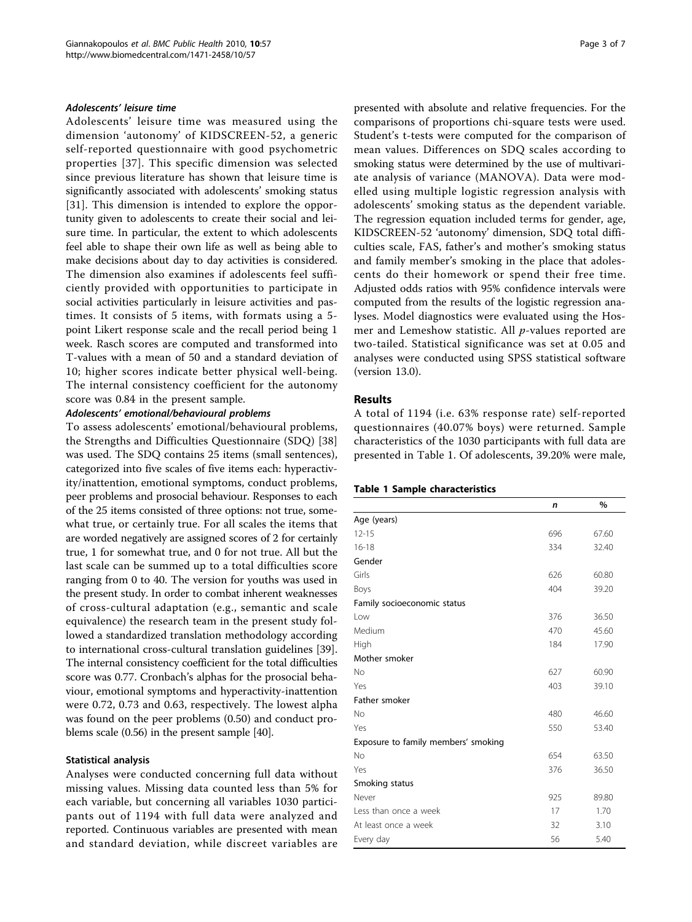#### *Adolescents' leisure time*

Adolescents' leisure time was measured using the dimension 'autonomy' of KIDSCREEN-52, a generic self-reported questionnaire with good psychometric properties [37]. This specific dimension was selected since previous literature has shown that leisure time is significantly associated with adolescents' smoking status [31]. This dimension is intended to explore the opportunity given to adolescents to create their social and leisure time. In particular, the extent to which adolescents feel able to shape their own life as well as being able to make decisions about day to day activities is considered. The dimension also examines if adolescents feel sufficiently provided with opportunities to participate in social activities particularly in leisure activities and pastimes. It consists of 5 items, with formats using a 5-point Likert response scale and the recall period being 1 week. Rasch scores are computed and transformed into T-values with a mean of 50 and a standard deviation of 10; higher scores indicate better physical well-being. The internal consistency coefficient for the autonomy score was 0.84 in the present sample.

#### *Adolescents' emotional/behavioural problems*

To assess adolescents' emotional/behavioural problems, the Strengths and Difficulties Questionnaire (SDQ) [38] was used. The SDQ contains 25 items (small sentences), categorized into five scales of five items each: hyperactivity/inattention, emotional symptoms, conduct problems, peer problems and prosocial behaviour. Responses to each of the 25 items consisted of three options: not true, somewhat true, or certainly true. For all scales the items that are worded negatively are assigned scores of 2 for certainly true, 1 for somewhat true, and 0 for not true. All but the last scale can be summed up to a total difficulties score ranging from 0 to 40. The version for youths was used in the present study. In order to combat inherent weaknesses of cross-cultural adaptation (e.g., semantic and scale equivalence) the research team in the present study followed a standardized translation methodology according to international cross-cultural translation guidelines [39]. The internal consistency coefficient for the total difficulties score was 0.77. Cronbach's alphas for the prosocial behaviour, emotional symptoms and hyperactivity-inattention were 0.72, 0.73 and 0.63, respectively. The lowest alpha was found on the peer problems (0.50) and conduct problems scale (0.56) in the present sample [40].

### Statistical analysis

Analyses were conducted concerning full data without missing values. Missing data counted less than 5% for each variable, but concerning all variables 1030 participants out of 1194 with full data were analyzed and reported. Continuous variables are presented with mean and standard deviation, while discreet variables are presented with absolute and relative frequencies. For the comparisons of proportions chi-square tests were used. Student's t-tests were computed for the comparison of mean values. Differences on SDQ scales according to smoking status were determined by the use of multivariate analysis of variance (MANOVA). Data were modelled using multiple logistic regression analysis with adolescents' smoking status as the dependent variable. The regression equation included terms for gender, age, KIDSCREEN-52 'autonomy' dimension, SDQ total difficulties scale, FAS, father's and mother's smoking status and family member's smoking in the place that adolescents do their homework or spend their free time. Adjusted odds ratios with 95% confidence intervals were computed from the results of the logistic regression analyses. Model diagnostics were evaluated using the Hosmer and Lemeshow statistic. All $p$-values reported are two-tailed. Statistical significance was set at 0.05 and analyses were conducted using SPSS statistical software (version 13.0).

## Results

A total of 1194 (i.e. 63% response rate) self-reported questionnaires (40.07% boys) were returned. Sample characteristics of the 1030 participants with full data are presented in Table 1. Of adolescents, 39.20% were male,

**Table 1 Sample characteristics**

| | *n* | % |
|---|---|---|
| Age (years) | | |
| 12-15 | 696 | 67.60 |
| 16-18 | 334 | 32.40 |
| Gender | | |
| Girls | 626 | 60.80 |
| Boys | 404 | 39.20 |
| Family socioeconomic status | | |
| Low | 376 | 36.50 |
| Medium | 470 | 45.60 |
| High | 184 | 17.90 |
| Mother smoker | | |
| No | 627 | 60.90 |
| Yes | 403 | 39.10 |
| Father smoker | | |
| No | 480 | 46.60 |
| Yes | 550 | 53.40 |
| Exposure to family members' smoking | | |
| No | 654 | 63.50 |
| Yes | 376 | 36.50 |
| Smoking status | | |
| Never | 925 | 89.80 |
| Less than once a week | 17 | 1.70 |
| At least once a week | 32 | 3.10 |
| Every day | 56 | 5.40 |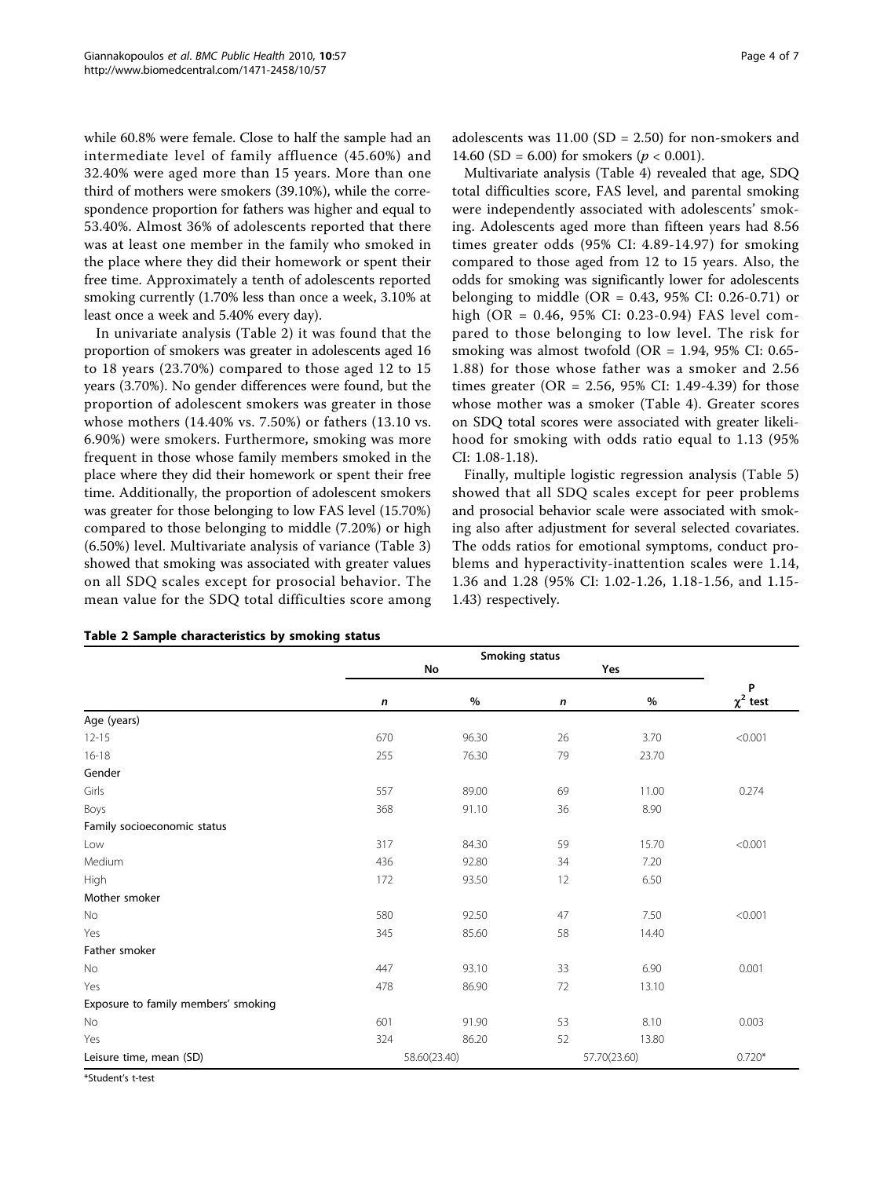while 60.8% were female. Close to half the sample had an intermediate level of family affluence (45.60%) and 32.40% were aged more than 15 years. More than one third of mothers were smokers (39.10%), while the correspondence proportion for fathers was higher and equal to 53.40%. Almost 36% of adolescents reported that there was at least one member in the family who smoked in the place where they did their homework or spent their free time. Approximately a tenth of adolescents reported smoking currently (1.70% less than once a week, 3.10% at least once a week and 5.40% every day).

In univariate analysis (Table 2) it was found that the proportion of smokers was greater in adolescents aged 16 to 18 years (23.70%) compared to those aged 12 to 15 years (3.70%). No gender differences were found, but the proportion of adolescent smokers was greater in those whose mothers (14.40% vs. 7.50%) or fathers (13.10 vs. 6.90%) were smokers. Furthermore, smoking was more frequent in those whose family members smoked in the place where they did their homework or spent their free time. Additionally, the proportion of adolescent smokers was greater for those belonging to low FAS level (15.70%) compared to those belonging to middle (7.20%) or high (6.50%) level. Multivariate analysis of variance (Table 3) showed that smoking was associated with greater values on all SDQ scales except for prosocial behavior. The mean value for the SDQ total difficulties score among adolescents was 11.00 (SD = 2.50) for non-smokers and 14.60 (SD = 6.00) for smokers ($p < 0.001$).

Multivariate analysis (Table 4) revealed that age, SDQ total difficulties score, FAS level, and parental smoking were independently associated with adolescents' smoking. Adolescents aged more than fifteen years had 8.56 times greater odds (95% CI: 4.89-14.97) for smoking compared to those aged from 12 to 15 years. Also, the odds for smoking was significantly lower for adolescents belonging to middle (OR = 0.43, 95% CI: 0.26-0.71) or high (OR = 0.46, 95% CI: 0.23-0.94) FAS level compared to those belonging to low level. The risk for smoking was almost twofold (OR = 1.94, 95% CI: 0.65-1.88) for those whose father was a smoker and 2.56 times greater (OR = 2.56, 95% CI: 1.49-4.39) for those whose mother was a smoker (Table 4). Greater scores on SDQ total scores were associated with greater likelihood for smoking with odds ratio equal to 1.13 (95% CI: 1.08-1.18).

Finally, multiple logistic regression analysis (Table 5) showed that all SDQ scales except for peer problems and prosocial behavior scale were associated with smoking also after adjustment for several selected covariates. The odds ratios for emotional symptoms, conduct problems and hyperactivity-inattention scales were 1.14, 1.36 and 1.28 (95% CI: 1.02-1.26, 1.18-1.56, and 1.15-1.43) respectively.

**Table 2 Sample characteristics by smoking status**

| | Smoking status | | | | |
|---|---|---|---|---|---|
| | No | | Yes | | |
| | *n* | % | *n* | % | P $\chi^2$ test |
| Age (years) | | | | | |
| 12-15 | 670 | 96.30 | 26 | 3.70 | <0.001 |
| 16-18 | 255 | 76.30 | 79 | 23.70 | |
| Gender | | | | | |
| Girls | 557 | 89.00 | 69 | 11.00 | 0.274 |
| Boys | 368 | 91.10 | 36 | 8.90 | |
| Family socioeconomic status | | | | | |
| Low | 317 | 84.30 | 59 | 15.70 | <0.001 |
| Medium | 436 | 92.80 | 34 | 7.20 | |
| High | 172 | 93.50 | 12 | 6.50 | |
| Mother smoker | | | | | |
| No | 580 | 92.50 | 47 | 7.50 | <0.001 |
| Yes | 345 | 85.60 | 58 | 14.40 | |
| Father smoker | | | | | |
| No | 447 | 93.10 | 33 | 6.90 | 0.001 |
| Yes | 478 | 86.90 | 72 | 13.10 | |
| Exposure to family members' smoking | | | | | |
| No | 601 | 91.90 | 53 | 8.10 | 0.003 |
| Yes | 324 | 86.20 | 52 | 13.80 | |
| Leisure time, mean (SD) | 58.60(23.40) | | 57.70(23.60) | | 0.720* |

*Student's t-test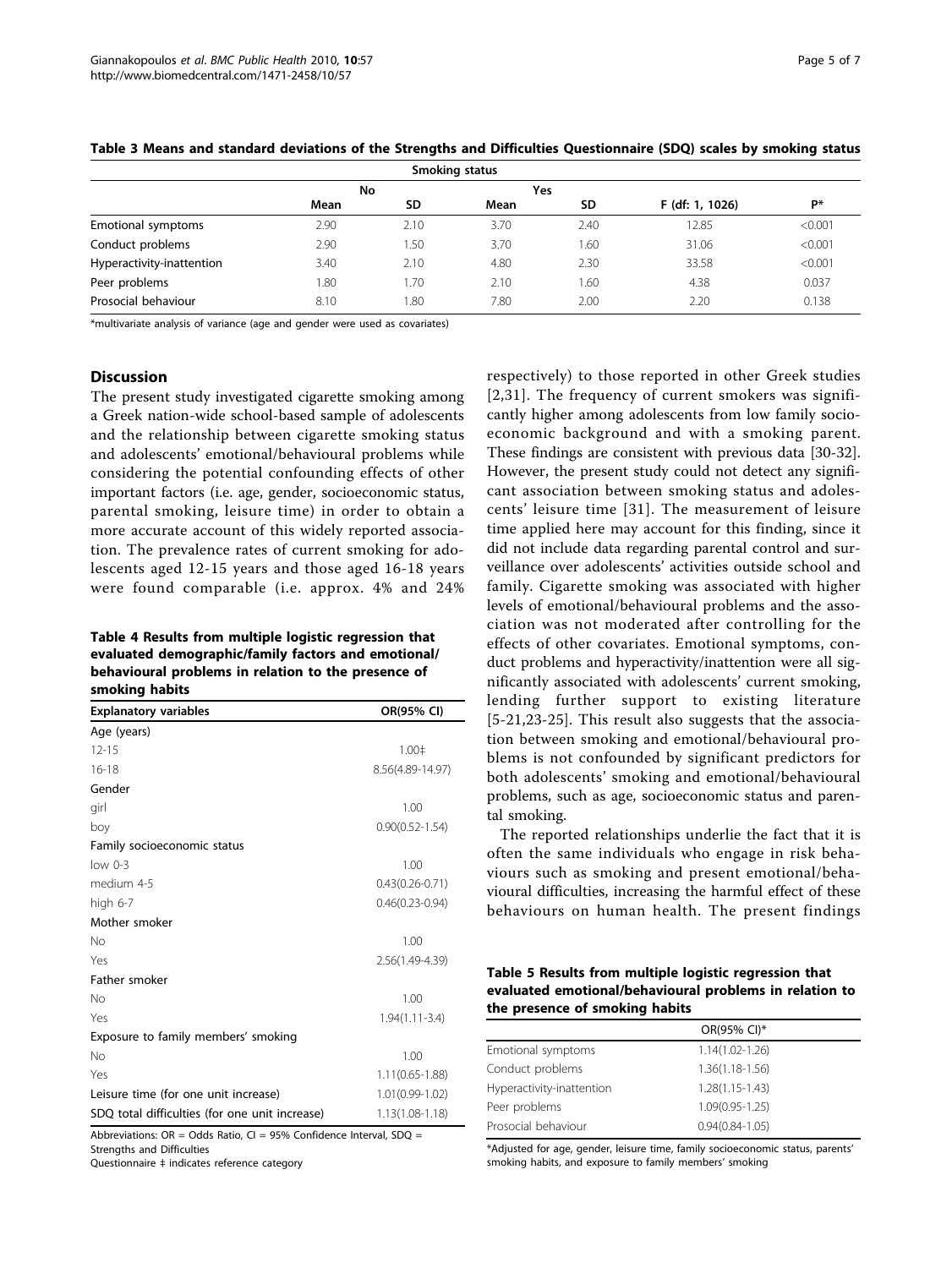**Table 3 Means and standard deviations of the Strengths and Difficulties Questionnaire (SDQ) scales by smoking status**

| | Smoking status | | | | | |
|---|---|---|---|---|---|---|
| | No | | Yes | | | |
| | Mean | SD | Mean | SD | F (df: 1, 1026) | P* |
| Emotional symptoms | 2.90 | 2.10 | 3.70 | 2.40 | 12.85 | <0.001 |
| Conduct problems | 2.90 | 1.50 | 3.70 | 1.60 | 31.06 | <0.001 |
| Hyperactivity-inattention | 3.40 | 2.10 | 4.80 | 2.30 | 33.58 | <0.001 |
| Peer problems | 1.80 | 1.70 | 2.10 | 1.60 | 4.38 | 0.037 |
| Prosocial behaviour | 8.10 | 1.80 | 7.80 | 2.00 | 2.20 | 0.138 |

*multivariate analysis of variance (age and gender were used as covariates)

## Discussion

The present study investigated cigarette smoking among a Greek nation-wide school-based sample of adolescents and the relationship between cigarette smoking status and adolescents' emotional/behavioural problems while considering the potential confounding effects of other important factors (i.e. age, gender, socioeconomic status, parental smoking, leisure time) in order to obtain a more accurate account of this widely reported association. The prevalence rates of current smoking for adolescents aged 12-15 years and those aged 16-18 years were found comparable (i.e. approx. 4% and 24% respectively) to those reported in other Greek studies [2,31]. The frequency of current smokers was significantly higher among adolescents from low family socioeconomic background and with a smoking parent. These findings are consistent with previous data [30-32]. However, the present study could not detect any significant association between smoking status and adolescents' leisure time [31]. The measurement of leisure time applied here may account for this finding, since it did not include data regarding parental control and surveillance over adolescents' activities outside school and family. Cigarette smoking was associated with higher levels of emotional/behavioural problems and the association was not moderated after controlling for the effects of other covariates. Emotional symptoms, conduct problems and hyperactivity/inattention were all significantly associated with adolescents' current smoking, lending further support to existing literature [5-21,23-25]. This result also suggests that the association between smoking and emotional/behavioural problems is not confounded by significant predictors for both adolescents' smoking and emotional/behavioural problems, such as age, socioeconomic status and parental smoking.

**Table 4 Results from multiple logistic regression that evaluated demographic/family factors and emotional/behavioural problems in relation to the presence of smoking habits**

| Explanatory variables | OR(95% CI) |
|---|---|
| Age (years) | |
| 12-15 | 1.00‡ |
| 16-18 | 8.56(4.89-14.97) |
| Gender | |
| girl | 1.00 |
| boy | 0.90(0.52-1.54) |
| Family socioeconomic status | |
| low 0-3 | 1.00 |
| medium 4-5 | 0.43(0.26-0.71) |
| high 6-7 | 0.46(0.23-0.94) |
| Mother smoker | |
| No | 1.00 |
| Yes | 2.56(1.49-4.39) |
| Father smoker | |
| No | 1.00 |
| Yes | 1.94(1.11-3.4) |
| Exposure to family members' smoking | |
| No | 1.00 |
| Yes | 1.11(0.65-1.88) |
| Leisure time (for one unit increase) | 1.01(0.99-1.02) |
| SDQ total difficulties (for one unit increase) | 1.13(1.08-1.18) |

Abbreviations: OR = Odds Ratio, CI = 95% Confidence Interval, SDQ = Strengths and Difficulties Questionnaire ‡ indicates reference category

The reported relationships underlie the fact that it is often the same individuals who engage in risk behaviours such as smoking and present emotional/behavioural difficulties, increasing the harmful effect of these behaviours on human health. The present findings

**Table 5 Results from multiple logistic regression that evaluated emotional/behavioural problems in relation to the presence of smoking habits**

| | OR(95% CI)* |
|---|---|
| Emotional symptoms | 1.14(1.02-1.26) |
| Conduct problems | 1.36(1.18-1.56) |
| Hyperactivity-inattention | 1.28(1.15-1.43) |
| Peer problems | 1.09(0.95-1.25) |
| Prosocial behaviour | 0.94(0.84-1.05) |

*Adjusted for age, gender, leisure time, family socioeconomic status, parents' smoking habits, and exposure to family members' smoking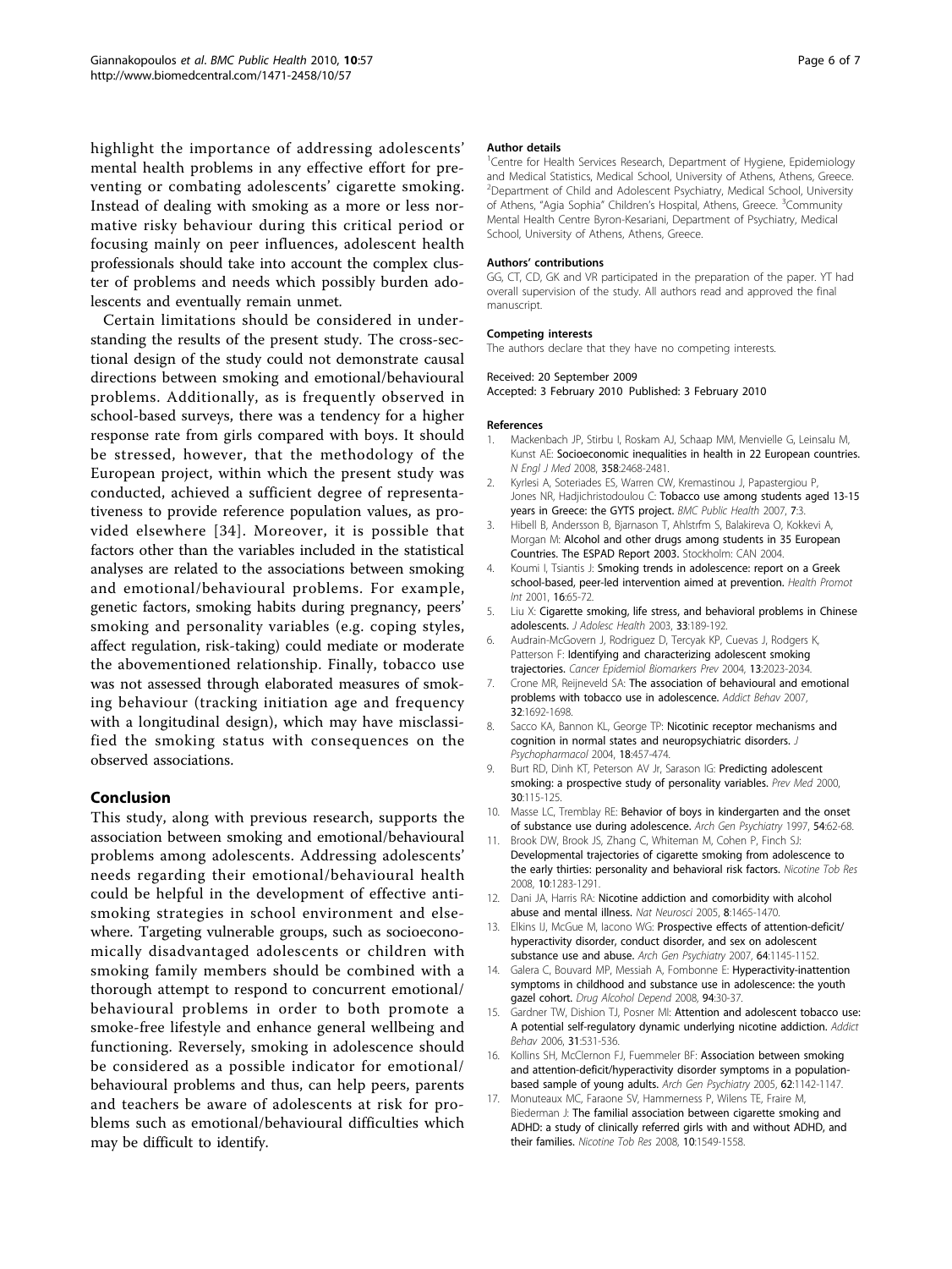highlight the importance of addressing adolescents' mental health problems in any effective effort for preventing or combating adolescents' cigarette smoking. Instead of dealing with smoking as a more or less normative risky behaviour during this critical period or focusing mainly on peer influences, adolescent health professionals should take into account the complex cluster of problems and needs which possibly burden adolescents and eventually remain unmet.

Certain limitations should be considered in understanding the results of the present study. The cross-sectional design of the study could not demonstrate causal directions between smoking and emotional/behavioural problems. Additionally, as is frequently observed in school-based surveys, there was a tendency for a higher response rate from girls compared with boys. It should be stressed, however, that the methodology of the European project, within which the present study was conducted, achieved a sufficient degree of representativeness to provide reference population values, as provided elsewhere [34]. Moreover, it is possible that factors other than the variables included in the statistical analyses are related to the associations between smoking and emotional/behavioural problems. For example, genetic factors, smoking habits during pregnancy, peers' smoking and personality variables (e.g. coping styles, affect regulation, risk-taking) could mediate or moderate the abovementioned relationship. Finally, tobacco use was not assessed through elaborated measures of smoking behaviour (tracking initiation age and frequency with a longitudinal design), which may have misclassified the smoking status with consequences on the observed associations.

## Conclusion

This study, along with previous research, supports the association between smoking and emotional/behavioural problems among adolescents. Addressing adolescents' needs regarding their emotional/behavioural health could be helpful in the development of effective anti-smoking strategies in school environment and elsewhere. Targeting vulnerable groups, such as socioeconomically disadvantaged adolescents or children with smoking family members should be combined with a thorough attempt to respond to concurrent emotional/behavioural problems in order to both promote a smoke-free lifestyle and enhance general wellbeing and functioning. Reversely, smoking in adolescence should be considered as a possible indicator for emotional/behavioural problems and thus, can help peers, parents and teachers be aware of adolescents at risk for problems such as emotional/behavioural difficulties which may be difficult to identify.

#### Author details

[1]Centre for Health Services Research, Department of Hygiene, Epidemiology and Medical Statistics, Medical School, University of Athens, Athens, Greece. [2]Department of Child and Adolescent Psychiatry, Medical School, University of Athens, "Agia Sophia" Children's Hospital, Athens, Greece. [3]Community Mental Health Centre Byron-Kesariani, Department of Psychiatry, Medical School, University of Athens, Athens, Greece.

#### Authors' contributions

GG, CT, CD, GK and VR participated in the preparation of the paper. YT had overall supervision of the study. All authors read and approved the final manuscript.

#### Competing interests

The authors declare that they have no competing interests.

Received: 20 September 2009
Accepted: 3 February 2010 Published: 3 February 2010

#### References

1. Mackenbach JP, Stirbu I, Roskam AJ, Schaap MM, Menvielle G, Leinsalu M, Kunst AE: **Socioeconomic inequalities in health in 22 European countries.** *N Engl J Med* 2008, **358**:2468-2481.
2. Kyrlesi A, Soteriades ES, Warren CW, Kremastinou J, Papastergiou P, Jones NR, Hadjichristodoulou C: **Tobacco use among students aged 13-15 years in Greece: the GYTS project.** *BMC Public Health* 2007, **7**:3.
3. Hibell B, Andersson B, Bjarnason T, Ahlstrfm S, Balakireva O, Kokkevi A, Morgan M: **Alcohol and other drugs among students in 35 European Countries. The ESPAD Report 2003.** Stockholm: CAN 2004.
4. Koumi I, Tsiantis J: **Smoking trends in adolescence: report on a Greek school-based, peer-led intervention aimed at prevention.** *Health Promot Int* 2001, **16**:65-72.
5. Liu X: **Cigarette smoking, life stress, and behavioral problems in Chinese adolescents.** *J Adolesc Health* 2003, **33**:189-192.
6. Audrain-McGovern J, Rodriguez D, Tercyak KP, Cuevas J, Rodgers K, Patterson F: **Identifying and characterizing adolescent smoking trajectories.** *Cancer Epidemiol Biomarkers Prev* 2004, **13**:2023-2034.
7. Crone MR, Reijneveld SA: **The association of behavioural and emotional problems with tobacco use in adolescence.** *Addict Behav* 2007, **32**:1692-1698.
8. Sacco KA, Bannon KL, George TP: **Nicotinic receptor mechanisms and cognition in normal states and neuropsychiatric disorders.** *J Psychopharmacol* 2004, **18**:457-474.
9. Burt RD, Dinh KT, Peterson AV Jr, Sarason IG: **Predicting adolescent smoking: a prospective study of personality variables.** *Prev Med* 2000, **30**:115-125.
10. Masse LC, Tremblay RE: **Behavior of boys in kindergarten and the onset of substance use during adolescence.** *Arch Gen Psychiatry* 1997, **54**:62-68.
11. Brook DW, Brook JS, Zhang C, Whiteman M, Cohen P, Finch SJ: **Developmental trajectories of cigarette smoking from adolescence to the early thirties: personality and behavioral risk factors.** *Nicotine Tob Res* 2008, **10**:1283-1291.
12. Dani JA, Harris RA: **Nicotine addiction and comorbidity with alcohol abuse and mental illness.** *Nat Neurosci* 2005, **8**:1465-1470.
13. Elkins IJ, McGue M, Iacono WG: **Prospective effects of attention-deficit/hyperactivity disorder, conduct disorder, and sex on adolescent substance use and abuse.** *Arch Gen Psychiatry* 2007, **64**:1145-1152.
14. Galera C, Bouvard MP, Messiah A, Fombonne E: **Hyperactivity-inattention symptoms in childhood and substance use in adolescence: the youth gazel cohort.** *Drug Alcohol Depend* 2008, **94**:30-37.
15. Gardner TW, Dishion TJ, Posner MI: **Attention and adolescent tobacco use: A potential self-regulatory dynamic underlying nicotine addiction.** *Addict Behav* 2006, **31**:531-536.
16. Kollins SH, McClernon FJ, Fuemmeler BF: **Association between smoking and attention-deficit/hyperactivity disorder symptoms in a population-based sample of young adults.** *Arch Gen Psychiatry* 2005, **62**:1142-1147.
17. Monuteaux MC, Faraone SV, Hammerness P, Wilens TE, Fraire M, Biederman J: **The familial association between cigarette smoking and ADHD: a study of clinically referred girls with and without ADHD, and their families.** *Nicotine Tob Res* 2008, **10**:1549-1558.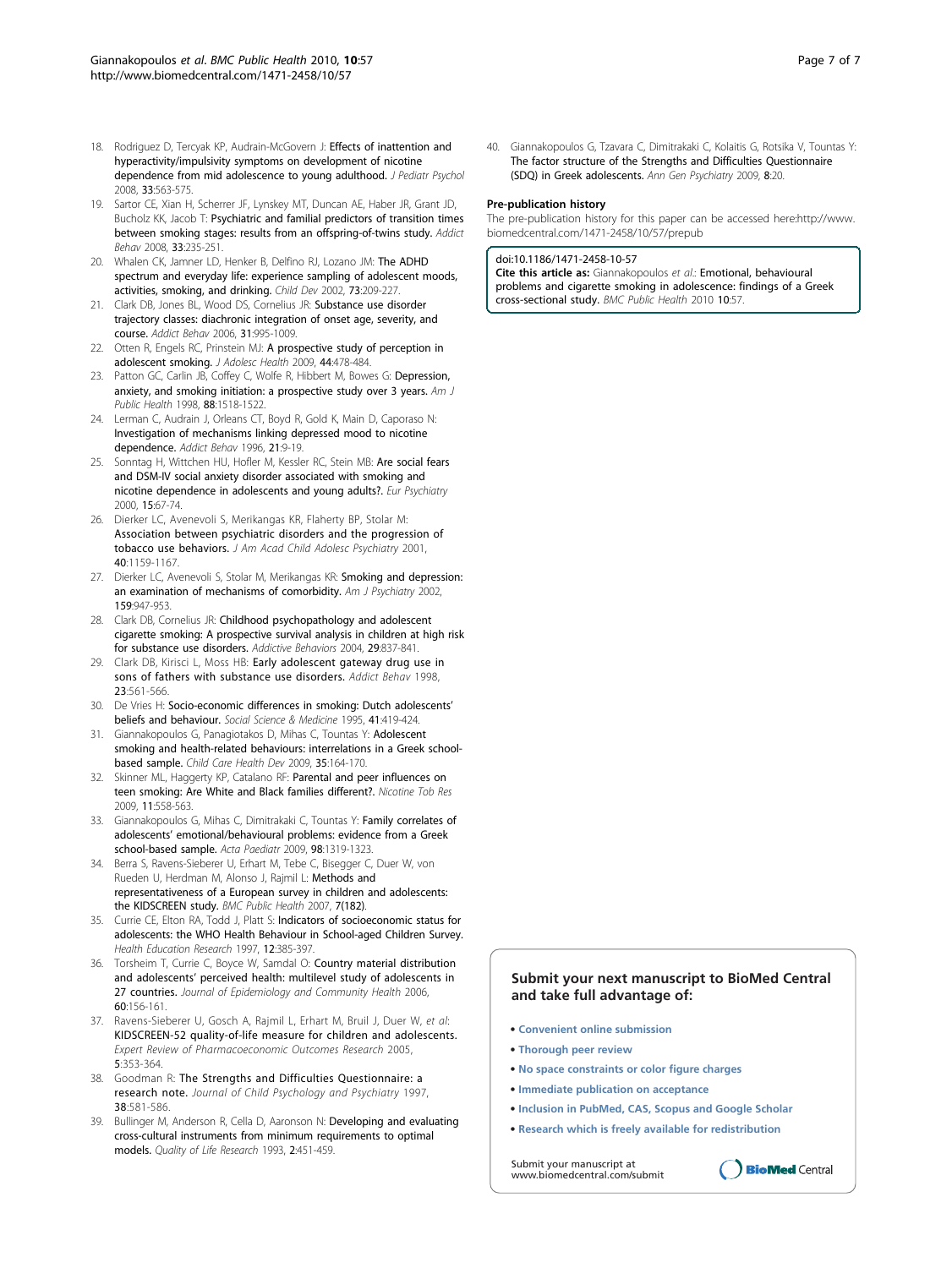18. Rodriguez D, Tercyak KP, Audrain-McGovern J: **Effects of inattention and hyperactivity/impulsivity symptoms on development of nicotine dependence from mid adolescence to young adulthood.** *J Pediatr Psychol* 2008, **33**:563-575.
19. Sartor CE, Xian H, Scherrer JF, Lynskey MT, Duncan AE, Haber JR, Grant JD, Bucholz KK, Jacob T: **Psychiatric and familial predictors of transition times between smoking stages: results from an offspring-of-twins study.** *Addict Behav* 2008, **33**:235-251.
20. Whalen CK, Jamner LD, Henker B, Delfino RJ, Lozano JM: **The ADHD spectrum and everyday life: experience sampling of adolescent moods, activities, smoking, and drinking.** *Child Dev* 2002, **73**:209-227.
21. Clark DB, Jones BL, Wood DS, Cornelius JR: **Substance use disorder trajectory classes: diachronic integration of onset age, severity, and course.** *Addict Behav* 2006, **31**:995-1009.
22. Otten R, Engels RC, Prinstein MJ: **A prospective study of perception in adolescent smoking.** *J Adolesc Health* 2009, **44**:478-484.
23. Patton GC, Carlin JB, Coffey C, Wolfe R, Hibbert M, Bowes G: **Depression, anxiety, and smoking initiation: a prospective study over 3 years.** *Am J Public Health* 1998, **88**:1518-1522.
24. Lerman C, Audrain J, Orleans CT, Boyd R, Gold K, Main D, Caporaso N: **Investigation of mechanisms linking depressed mood to nicotine dependence.** *Addict Behav* 1996, **21**:9-19.
25. Sonntag H, Wittchen HU, Hofler M, Kessler RC, Stein MB: **Are social fears and DSM-IV social anxiety disorder associated with smoking and nicotine dependence in adolescents and young adults?.** *Eur Psychiatry* 2000, **15**:67-74.
26. Dierker LC, Avenevoli S, Merikangas KR, Flaherty BP, Stolar M: **Association between psychiatric disorders and the progression of tobacco use behaviors.** *J Am Acad Child Adolesc Psychiatry* 2001, **40**:1159-1167.
27. Dierker LC, Avenevoli S, Stolar M, Merikangas KR: **Smoking and depression: an examination of mechanisms of comorbidity.** *Am J Psychiatry* 2002, **159**:947-953.
28. Clark DB, Cornelius JR: **Childhood psychopathology and adolescent cigarette smoking: A prospective survival analysis in children at high risk for substance use disorders.** *Addictive Behaviors* 2004, **29**:837-841.
29. Clark DB, Kirisci L, Moss HB: **Early adolescent gateway drug use in sons of fathers with substance use disorders.** *Addict Behav* 1998, **23**:561-566.
30. De Vries H: **Socio-economic differences in smoking: Dutch adolescents' beliefs and behaviour.** *Social Science & Medicine* 1995, **41**:419-424.
31. Giannakopoulos G, Panagiotakos D, Mihas C, Tountas Y: **Adolescent smoking and health-related behaviours: interrelations in a Greek school-based sample.** *Child Care Health Dev* 2009, **35**:164-170.
32. Skinner ML, Haggerty KP, Catalano RF: **Parental and peer influences on teen smoking: Are White and Black families different?.** *Nicotine Tob Res* 2009, **11**:558-563.
33. Giannakopoulos G, Mihas C, Dimitrakaki C, Tountas Y: **Family correlates of adolescents' emotional/behavioural problems: evidence from a Greek school-based sample.** *Acta Paediatr* 2009, **98**:1319-1323.
34. Berra S, Ravens-Sieberer U, Erhart M, Tebe C, Bisegger C, Duer W, von Rueden U, Herdman M, Alonso J, Rajmil L: **Methods and representativeness of a European survey in children and adolescents: the KIDSCREEN study.** *BMC Public Health* 2007, **7**(182).
35. Currie CE, Elton RA, Todd J, Platt S: **Indicators of socioeconomic status for adolescents: the WHO Health Behaviour in School-aged Children Survey.** *Health Education Research* 1997, **12**:385-397.
36. Torsheim T, Currie C, Boyce W, Samdal O: **Country material distribution and adolescents' perceived health: multilevel study of adolescents in 27 countries.** *Journal of Epidemiology and Community Health* 2006, **60**:156-161.
37. Ravens-Sieberer U, Gosch A, Rajmil L, Erhart M, Bruil J, Duer W, *et al*: **KIDSCREEN-52 quality-of-life measure for children and adolescents.** *Expert Review of Pharmacoeconomic Outcomes Research* 2005, **5**:353-364.
38. Goodman R: **The Strengths and Difficulties Questionnaire: a research note.** *Journal of Child Psychology and Psychiatry* 1997, **38**:581-586.
39. Bullinger M, Anderson R, Cella D, Aaronson N: **Developing and evaluating cross-cultural instruments from minimum requirements to optimal models.** *Quality of Life Research* 1993, **2**:451-459.
40. Giannakopoulos G, Tzavara C, Dimitrakaki C, Kolaitis G, Rotsika V, Tountas Y: **The factor structure of the Strengths and Difficulties Questionnaire (SDQ) in Greek adolescents.** *Ann Gen Psychiatry* 2009, **8**:20.

#### Pre-publication history

The pre-publication history for this paper can be accessed here:http://www.biomedcentral.com/1471-2458/10/57/prepub

doi:10.1186/1471-2458-10-57

**Cite this article as:** Giannakopoulos *et al.*: Emotional, behavioural problems and cigarette smoking in adolescence: findings of a Greek cross-sectional study. *BMC Public Health* 2010 **10**:57.

**Submit your next manuscript to BioMed Central and take full advantage of:**

- Convenient online submission
- Thorough peer review
- No space constraints or color figure charges
- Immediate publication on acceptance
- Inclusion in PubMed, CAS, Scopus and Google Scholar
- Research which is freely available for redistribution

Submit your manuscript at www.biomedcentral.com/submit

BioMed Central